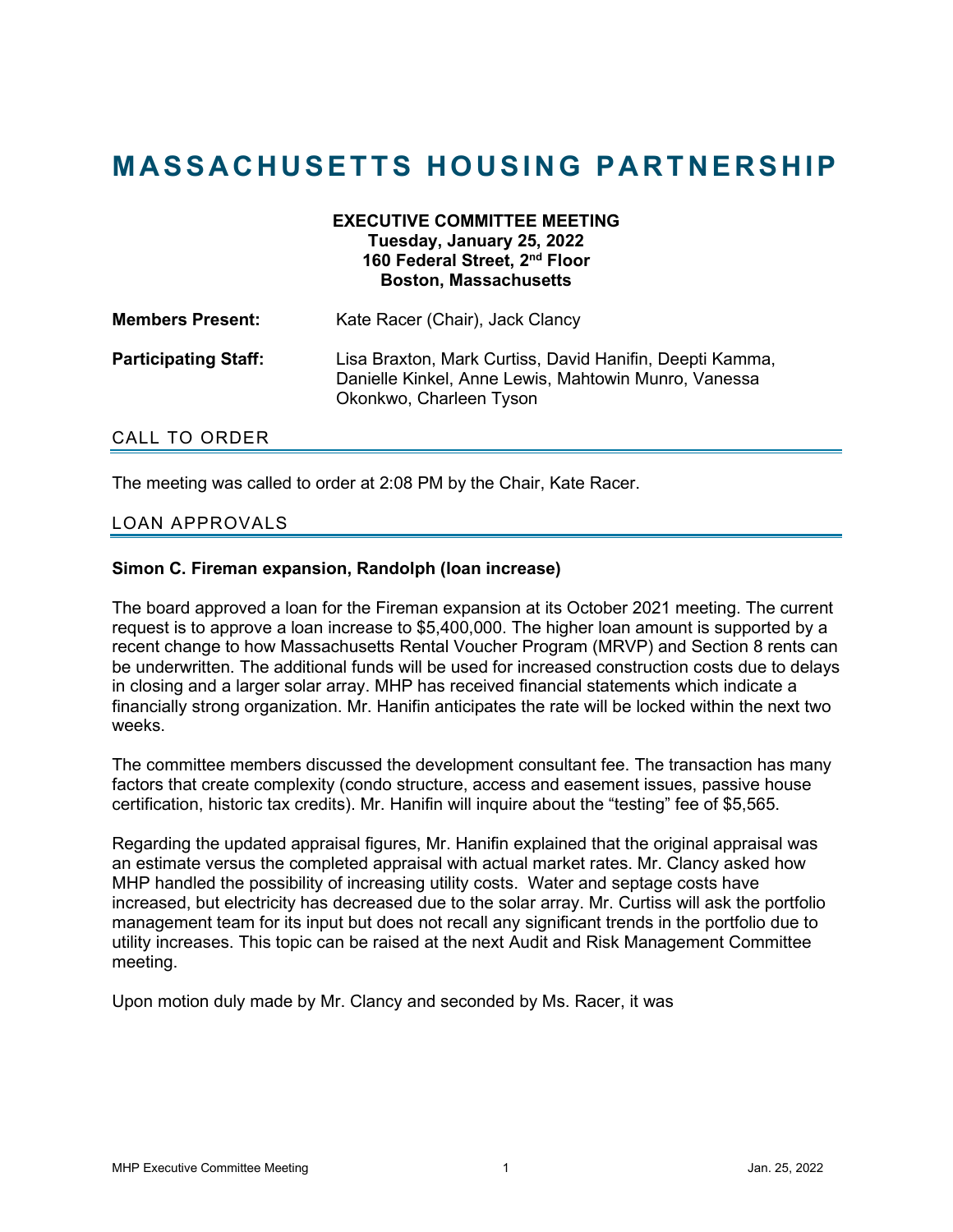# MASSACHUSETTS HOUSING PARTNERSHIP

**EXECUTIVE COMMITTEE MEETING**
**Tuesday, January 25, 2022**
**160 Federal Street, 2nd Floor**
**Boston, Massachusetts**

| | |
|---|---|
| **Members Present:** | Kate Racer (Chair), Jack Clancy |
| **Participating Staff:** | Lisa Braxton, Mark Curtiss, David Hanifin, Deepti Kamma, Danielle Kinkel, Anne Lewis, Mahtowin Munro, Vanessa Okonkwo, Charleen Tyson |

## CALL TO ORDER

The meeting was called to order at 2:08 PM by the Chair, Kate Racer.

## LOAN APPROVALS

**Simon C. Fireman expansion, Randolph (loan increase)**

The board approved a loan for the Fireman expansion at its October 2021 meeting. The current request is to approve a loan increase to $5,400,000. The higher loan amount is supported by a recent change to how Massachusetts Rental Voucher Program (MRVP) and Section 8 rents can be underwritten. The additional funds will be used for increased construction costs due to delays in closing and a larger solar array. MHP has received financial statements which indicate a financially strong organization. Mr. Hanifin anticipates the rate will be locked within the next two weeks.

The committee members discussed the development consultant fee. The transaction has many factors that create complexity (condo structure, access and easement issues, passive house certification, historic tax credits). Mr. Hanifin will inquire about the "testing" fee of $5,565.

Regarding the updated appraisal figures, Mr. Hanifin explained that the original appraisal was an estimate versus the completed appraisal with actual market rates. Mr. Clancy asked how MHP handled the possibility of increasing utility costs. Water and septage costs have increased, but electricity has decreased due to the solar array. Mr. Curtiss will ask the portfolio management team for its input but does not recall any significant trends in the portfolio due to utility increases. This topic can be raised at the next Audit and Risk Management Committee meeting.

Upon motion duly made by Mr. Clancy and seconded by Ms. Racer, it was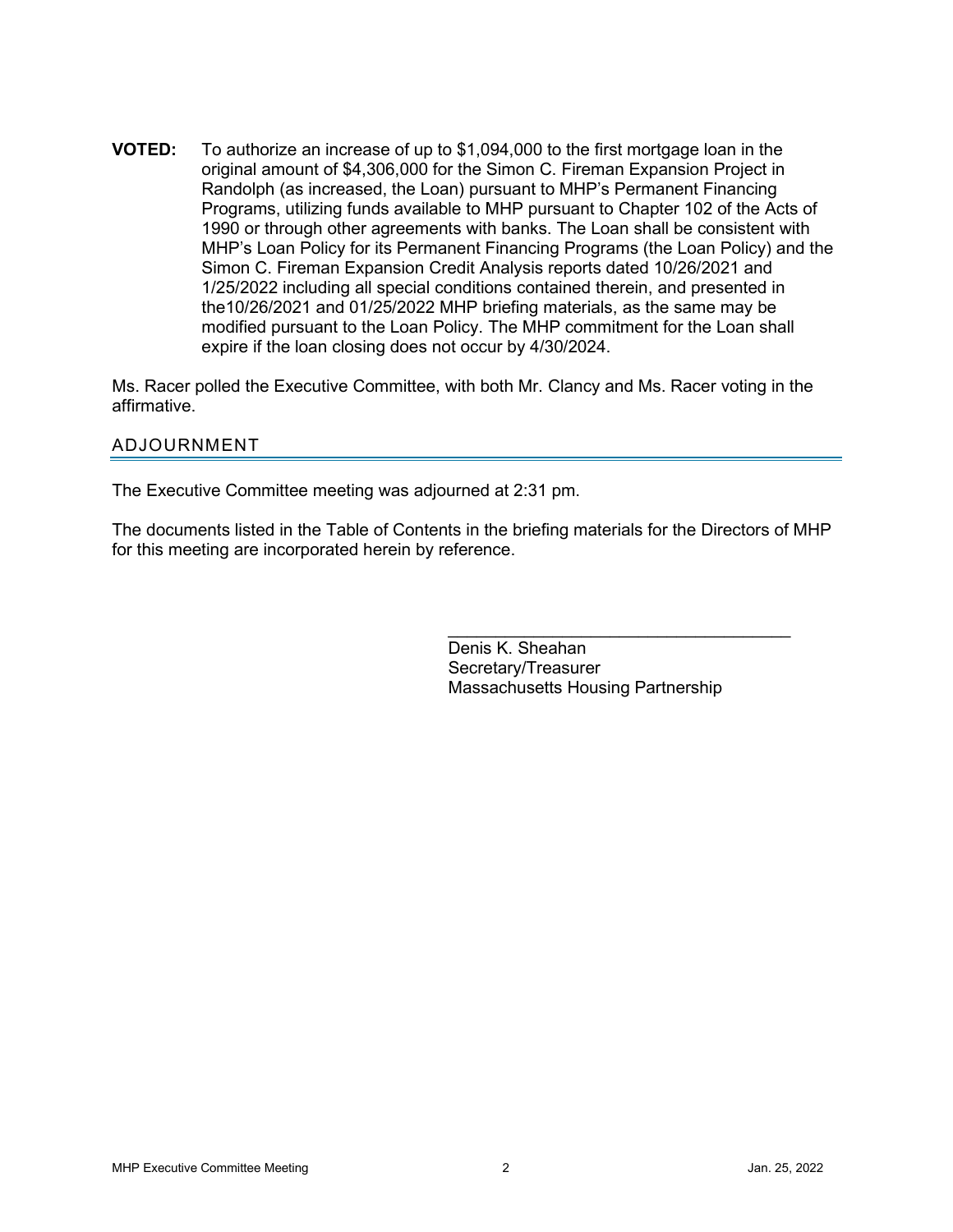**VOTED:** To authorize an increase of up to $1,094,000 to the first mortgage loan in the original amount of $4,306,000 for the Simon C. Fireman Expansion Project in Randolph (as increased, the Loan) pursuant to MHP's Permanent Financing Programs, utilizing funds available to MHP pursuant to Chapter 102 of the Acts of 1990 or through other agreements with banks. The Loan shall be consistent with MHP's Loan Policy for its Permanent Financing Programs (the Loan Policy) and the Simon C. Fireman Expansion Credit Analysis reports dated 10/26/2021 and 1/25/2022 including all special conditions contained therein, and presented in the10/26/2021 and 01/25/2022 MHP briefing materials, as the same may be modified pursuant to the Loan Policy. The MHP commitment for the Loan shall expire if the loan closing does not occur by 4/30/2024.

Ms. Racer polled the Executive Committee, with both Mr. Clancy and Ms. Racer voting in the affirmative.

## ADJOURNMENT

The Executive Committee meeting was adjourned at 2:31 pm.

The documents listed in the Table of Contents in the briefing materials for the Directors of MHP for this meeting are incorporated herein by reference.

\_\_\_\_\_\_\_\_\_\_\_\_\_\_\_\_\_\_\_\_\_\_\_\_\_\_\_\_\_\_\_\_\_\_\_\_\_

Denis K. Sheahan
Secretary/Treasurer
Massachusetts Housing Partnership